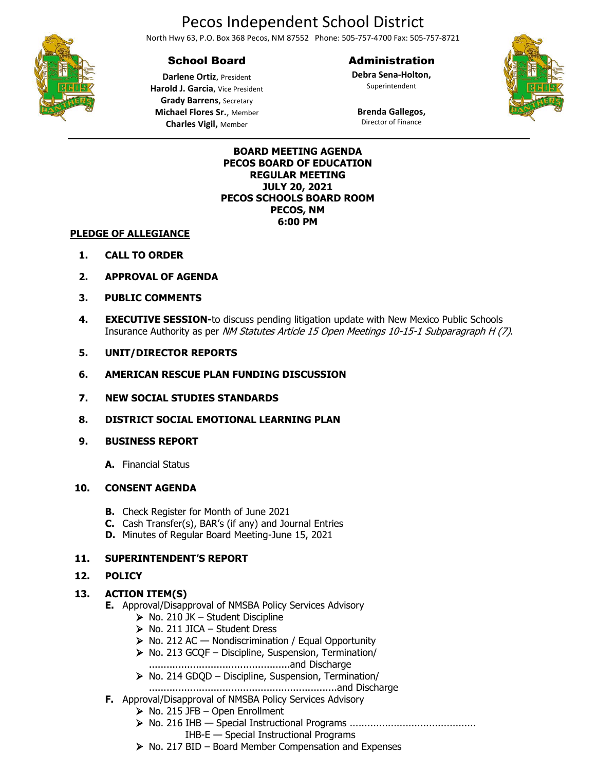# Pecos Independent School District

North Hwy 63, P.O. Box 368 Pecos, NM 87552 Phone: 505-757-4700 Fax: 505-757-8721

## School Board

**Darlene Ortiz**, President
**Harold J. Garcia**, Vice President
**Grady Barrens**, Secretary
**Michael Flores Sr.**, Member
**Charles Vigil,** Member

## Administration

**Debra Sena-Holton,**
Superintendent

**Brenda Gallegos,**
Director of Finance

---

**BOARD MEETING AGENDA**
**PECOS BOARD OF EDUCATION**
**REGULAR MEETING**
**JULY 20, 2021**
**PECOS SCHOOLS BOARD ROOM**
**PECOS, NM**
**6:00 PM**

**PLEDGE OF ALLEGIANCE**

1. **CALL TO ORDER**
2. **APPROVAL OF AGENDA**
3. **PUBLIC COMMENTS**
4. **EXECUTIVE SESSION-**to discuss pending litigation update with New Mexico Public Schools Insurance Authority as per *NM Statutes Article 15 Open Meetings 10-15-1 Subparagraph H (7)*.
5. **UNIT/DIRECTOR REPORTS**
6. **AMERICAN RESCUE PLAN FUNDING DISCUSSION**
7. **NEW SOCIAL STUDIES STANDARDS**
8. **DISTRICT SOCIAL EMOTIONAL LEARNING PLAN**
9. **BUSINESS REPORT**
   - **A.** Financial Status
10. **CONSENT AGENDA**
    - **B.** Check Register for Month of June 2021
    - **C.** Cash Transfer(s), BAR's (if any) and Journal Entries
    - **D.** Minutes of Regular Board Meeting-June 15, 2021
11. **SUPERINTENDENT'S REPORT**
12. **POLICY**
13. **ACTION ITEM(S)**
    - **E.** Approval/Disapproval of NMSBA Policy Services Advisory
      - No. 210 JK – Student Discipline
      - No. 211 JICA – Student Dress
      - No. 212 AC — Nondiscrimination / Equal Opportunity
      - No. 213 GCQF – Discipline, Suspension, Termination/ ...............................................and Discharge
      - No. 214 GDQD – Discipline, Suspension, Termination/ ..............................................................and Discharge
    - **F.** Approval/Disapproval of NMSBA Policy Services Advisory
      - No. 215 JFB – Open Enrollment
      - No. 216 IHB — Special Instructional Programs ..........................................
        IHB-E — Special Instructional Programs
      - No. 217 BID – Board Member Compensation and Expenses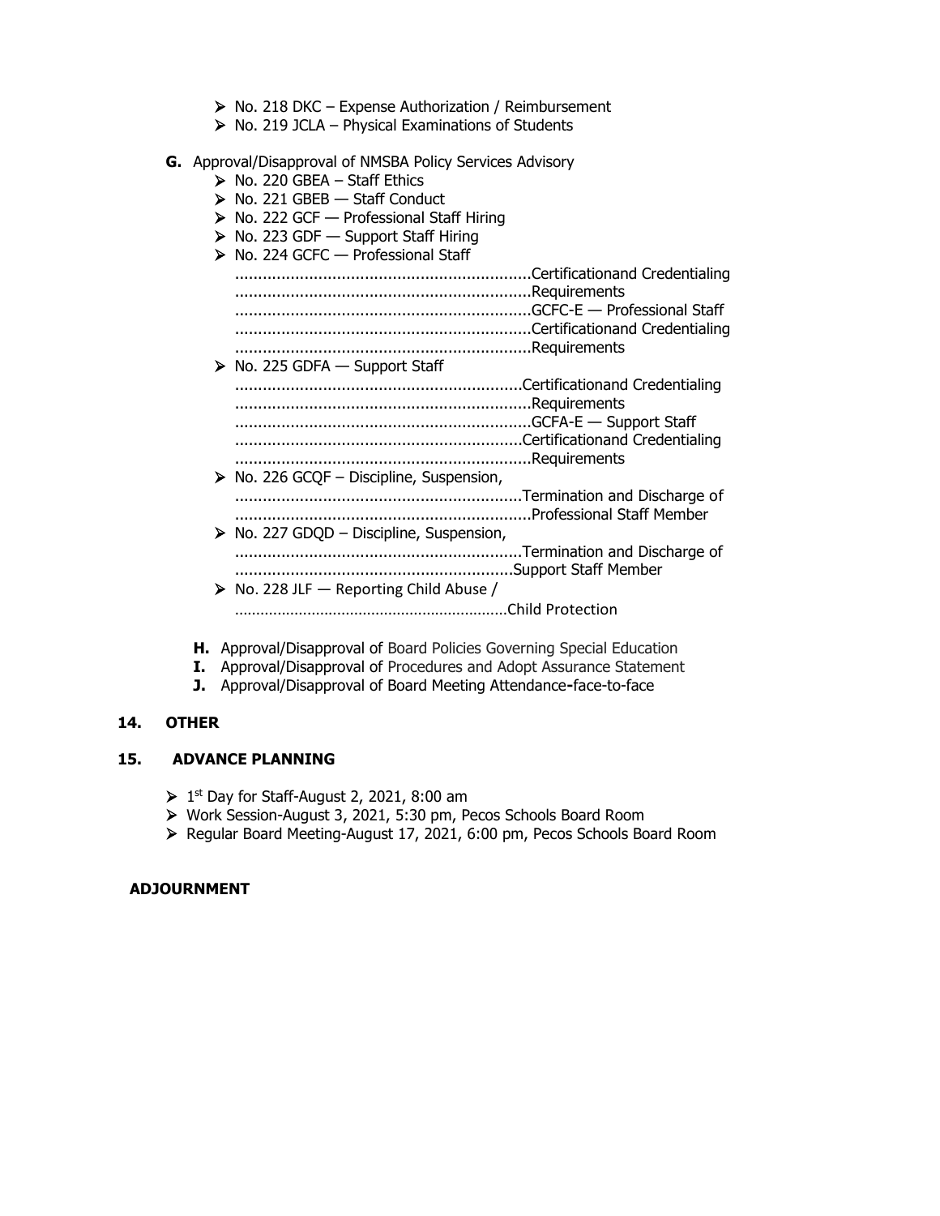- No. 218 DKC – Expense Authorization / Reimbursement
- No. 219 JCLA – Physical Examinations of Students

**G.** Approval/Disapproval of NMSBA Policy Services Advisory

- No. 220 GBEA – Staff Ethics
- No. 221 GBEB — Staff Conduct
- No. 222 GCF — Professional Staff Hiring
- No. 223 GDF — Support Staff Hiring
- No. 224 GCFC — Professional Staff
  ..........................................................Certificationand Credentialing
  ..........................................................Requirements
  ..........................................................GCFC-E — Professional Staff
  ..........................................................Certificationand Credentialing
  ..........................................................Requirements
- No. 225 GDFA — Support Staff
  ..........................................................Certificationand Credentialing
  ..........................................................Requirements
  ..........................................................GCFA-E — Support Staff
  ..........................................................Certificationand Credentialing
  ..........................................................Requirements
- No. 226 GCQF – Discipline, Suspension,
  ..........................................................Termination and Discharge of
  ..........................................................Professional Staff Member
- No. 227 GDQD – Discipline, Suspension,
  ..........................................................Termination and Discharge of
  ..........................................................Support Staff Member
- No. 228 JLF — Reporting Child Abuse /
  ..........................................................Child Protection

**H.** Approval/Disapproval of Board Policies Governing Special Education
**I.** Approval/Disapproval of Procedures and Adopt Assurance Statement
**J.** Approval/Disapproval of Board Meeting Attendance-face-to-face

## 14. OTHER

## 15. ADVANCE PLANNING

- 1st Day for Staff-August 2, 2021, 8:00 am
- Work Session-August 3, 2021, 5:30 pm, Pecos Schools Board Room
- Regular Board Meeting-August 17, 2021, 6:00 pm, Pecos Schools Board Room

**ADJOURNMENT**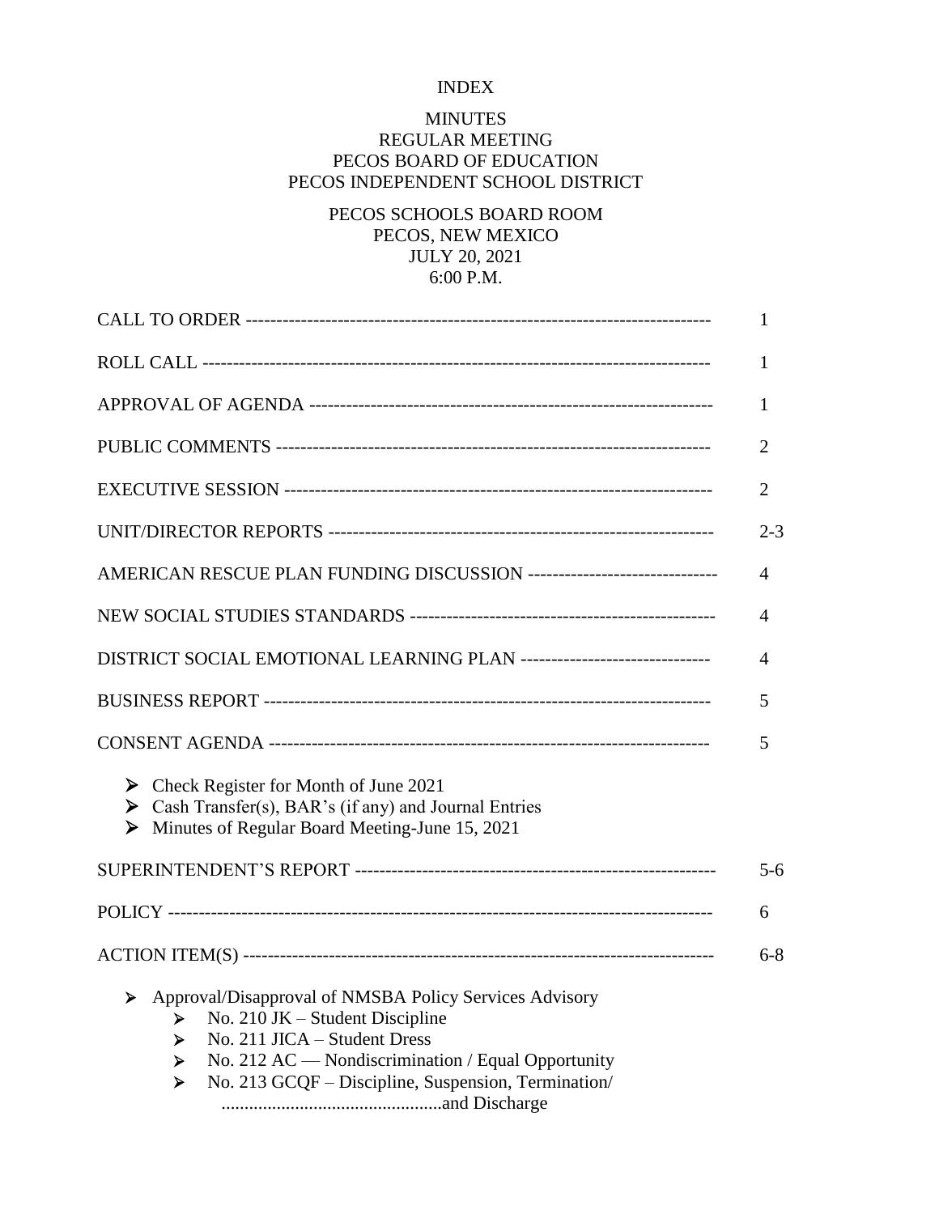INDEX

MINUTES
REGULAR MEETING
PECOS BOARD OF EDUCATION
PECOS INDEPENDENT SCHOOL DISTRICT

PECOS SCHOOLS BOARD ROOM
PECOS, NEW MEXICO
JULY 20, 2021
6:00 P.M.

| | |
|---|---|
| CALL TO ORDER | 1 |
| ROLL CALL | 1 |
| APPROVAL OF AGENDA | 1 |
| PUBLIC COMMENTS | 2 |
| EXECUTIVE SESSION | 2 |
| UNIT/DIRECTOR REPORTS | 2-3 |
| AMERICAN RESCUE PLAN FUNDING DISCUSSION | 4 |
| NEW SOCIAL STUDIES STANDARDS | 4 |
| DISTRICT SOCIAL EMOTIONAL LEARNING PLAN | 4 |
| BUSINESS REPORT | 5 |
| CONSENT AGENDA | 5 |

- Check Register for Month of June 2021
- Cash Transfer(s), BAR's (if any) and Journal Entries
- Minutes of Regular Board Meeting-June 15, 2021

| | |
|---|---|
| SUPERINTENDENT'S REPORT | 5-6 |
| POLICY | 6 |
| ACTION ITEM(S) | 6-8 |

- Approval/Disapproval of NMSBA Policy Services Advisory
  - No. 210 JK – Student Discipline
  - No. 211 JICA – Student Dress
  - No. 212 AC — Nondiscrimination / Equal Opportunity
  - No. 213 GCQF – Discipline, Suspension, Termination/ and Discharge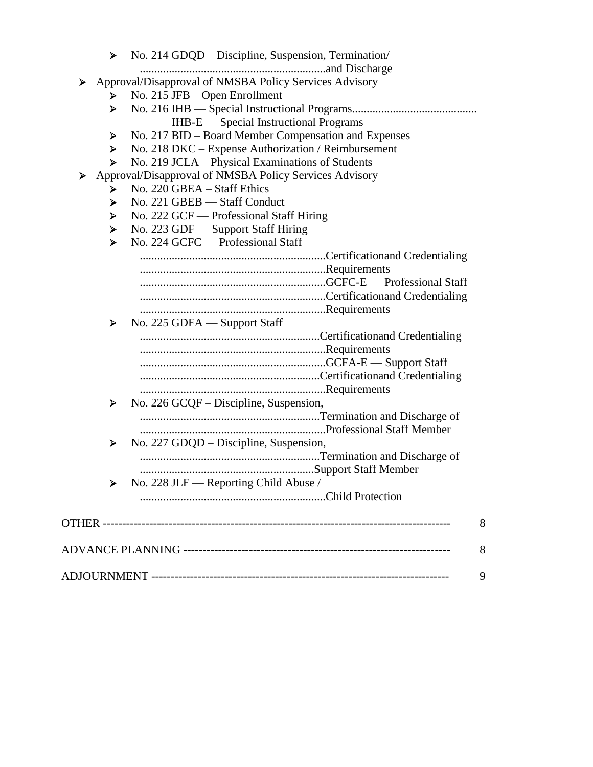- No. 214 GDQD – Discipline, Suspension, Termination/ ................................................................and Discharge
- Approval/Disapproval of NMSBA Policy Services Advisory
  - No. 215 JFB – Open Enrollment
  - No. 216 IHB — Special Instructional Programs..........................................
    IHB-E — Special Instructional Programs
  - No. 217 BID – Board Member Compensation and Expenses
  - No. 218 DKC – Expense Authorization / Reimbursement
  - No. 219 JCLA – Physical Examinations of Students
- Approval/Disapproval of NMSBA Policy Services Advisory
  - No. 220 GBEA – Staff Ethics
  - No. 221 GBEB — Staff Conduct
  - No. 222 GCF — Professional Staff Hiring
  - No. 223 GDF — Support Staff Hiring
  - No. 224 GCFC — Professional Staff ................................................................Certificationand Credentialing ................................................................Requirements ................................................................GCFC-E — Professional Staff ................................................................Certificationand Credentialing ................................................................Requirements
  - No. 225 GDFA — Support Staff ..............................................................Certificationand Credentialing ................................................................Requirements ................................................................GCFA-E — Support Staff ..............................................................Certificationand Credentialing ................................................................Requirements
  - No. 226 GCQF – Discipline, Suspension, ..............................................................Termination and Discharge of ................................................................Professional Staff Member
  - No. 227 GDQD – Discipline, Suspension, ..............................................................Termination and Discharge of ............................................................Support Staff Member
  - No. 228 JLF — Reporting Child Abuse / ................................................................Child Protection

OTHER ------------------------------------------------------------------------------------- 8

ADVANCE PLANNING ------------------------------------------------------------------- 8

ADJOURNMENT -------------------------------------------------------------------------- 9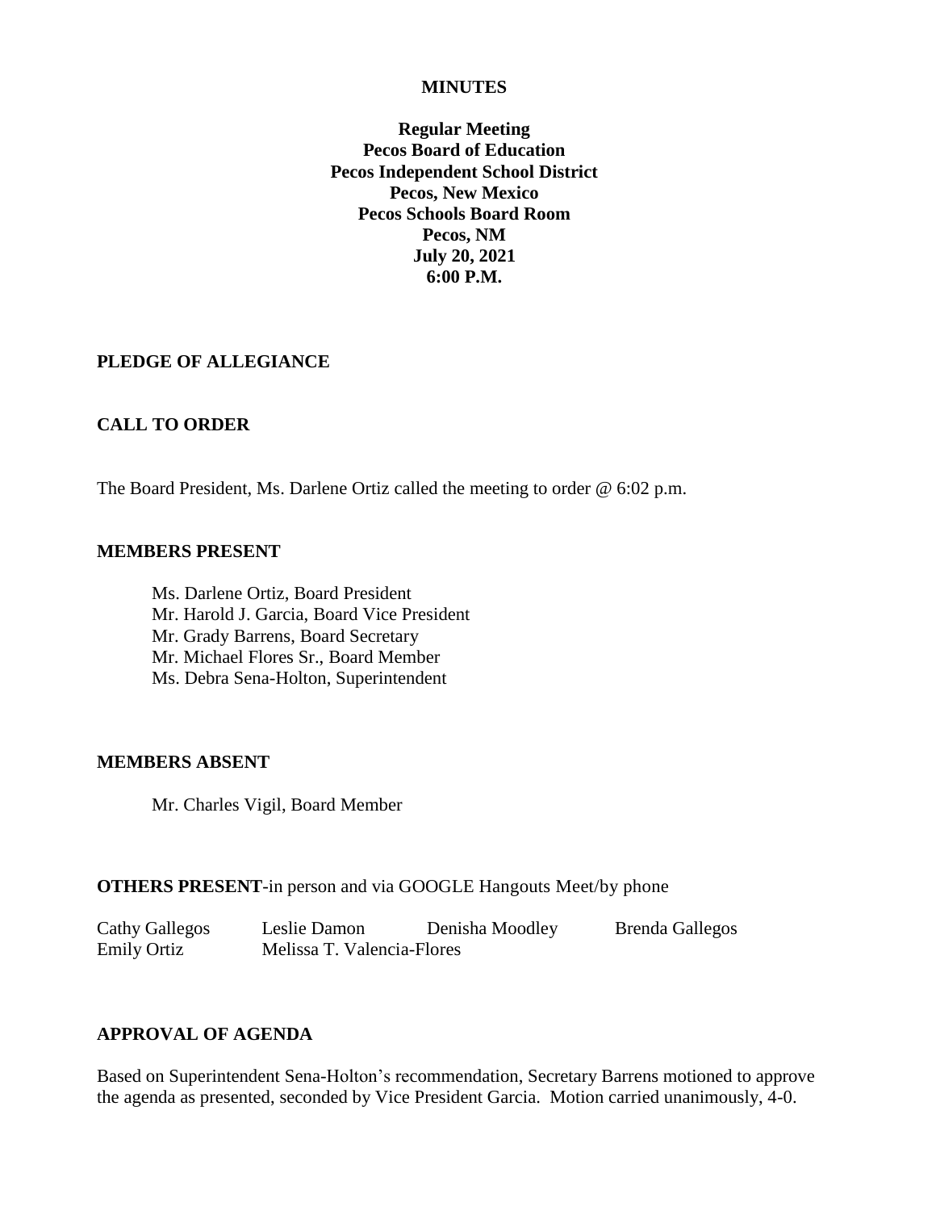**MINUTES**

**Regular Meeting**
**Pecos Board of Education**
**Pecos Independent School District**
**Pecos, New Mexico**
**Pecos Schools Board Room**
**Pecos, NM**
**July 20, 2021**
**6:00 P.M.**

## PLEDGE OF ALLEGIANCE

## CALL TO ORDER

The Board President, Ms. Darlene Ortiz called the meeting to order @ 6:02 p.m.

## MEMBERS PRESENT

Ms. Darlene Ortiz, Board President
Mr. Harold J. Garcia, Board Vice President
Mr. Grady Barrens, Board Secretary
Mr. Michael Flores Sr., Board Member
Ms. Debra Sena-Holton, Superintendent

## MEMBERS ABSENT

Mr. Charles Vigil, Board Member

**OTHERS PRESENT**-in person and via GOOGLE Hangouts Meet/by phone

| | | | |
|---|---|---|---|
| Cathy Gallegos | Leslie Damon | Denisha Moodley | Brenda Gallegos |
| Emily Ortiz | Melissa T. Valencia-Flores | | |

## APPROVAL OF AGENDA

Based on Superintendent Sena-Holton's recommendation, Secretary Barrens motioned to approve the agenda as presented, seconded by Vice President Garcia. Motion carried unanimously, 4-0.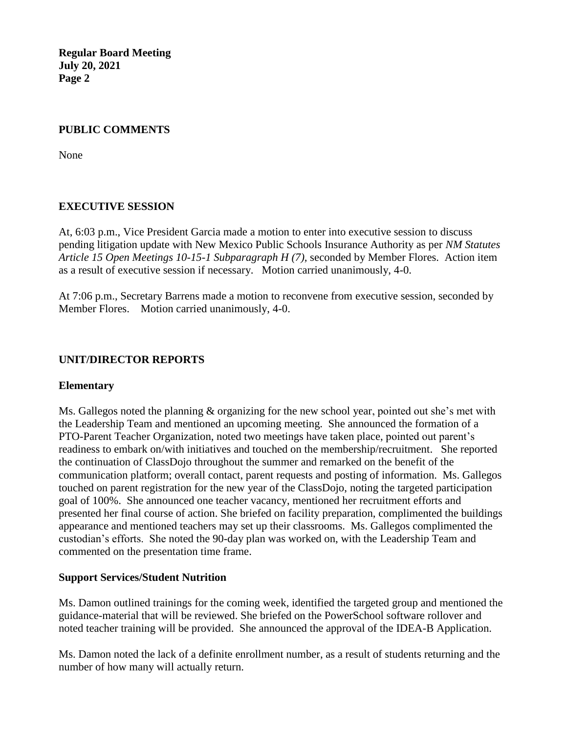## PUBLIC COMMENTS

None

## EXECUTIVE SESSION

At, 6:03 p.m., Vice President Garcia made a motion to enter into executive session to discuss pending litigation update with New Mexico Public Schools Insurance Authority as per *NM Statutes Article 15 Open Meetings 10-15-1 Subparagraph H (7),* seconded by Member Flores. Action item as a result of executive session if necessary. Motion carried unanimously, 4-0.

At 7:06 p.m., Secretary Barrens made a motion to reconvene from executive session, seconded by Member Flores. Motion carried unanimously, 4-0.

## UNIT/DIRECTOR REPORTS

### Elementary

Ms. Gallegos noted the planning & organizing for the new school year, pointed out she's met with the Leadership Team and mentioned an upcoming meeting. She announced the formation of a PTO-Parent Teacher Organization, noted two meetings have taken place, pointed out parent's readiness to embark on/with initiatives and touched on the membership/recruitment. She reported the continuation of ClassDojo throughout the summer and remarked on the benefit of the communication platform; overall contact, parent requests and posting of information. Ms. Gallegos touched on parent registration for the new year of the ClassDojo, noting the targeted participation goal of 100%. She announced one teacher vacancy, mentioned her recruitment efforts and presented her final course of action. She briefed on facility preparation, complimented the buildings appearance and mentioned teachers may set up their classrooms. Ms. Gallegos complimented the custodian's efforts. She noted the 90-day plan was worked on, with the Leadership Team and commented on the presentation time frame.

### Support Services/Student Nutrition

Ms. Damon outlined trainings for the coming week, identified the targeted group and mentioned the guidance-material that will be reviewed. She briefed on the PowerSchool software rollover and noted teacher training will be provided. She announced the approval of the IDEA-B Application.

Ms. Damon noted the lack of a definite enrollment number, as a result of students returning and the number of how many will actually return.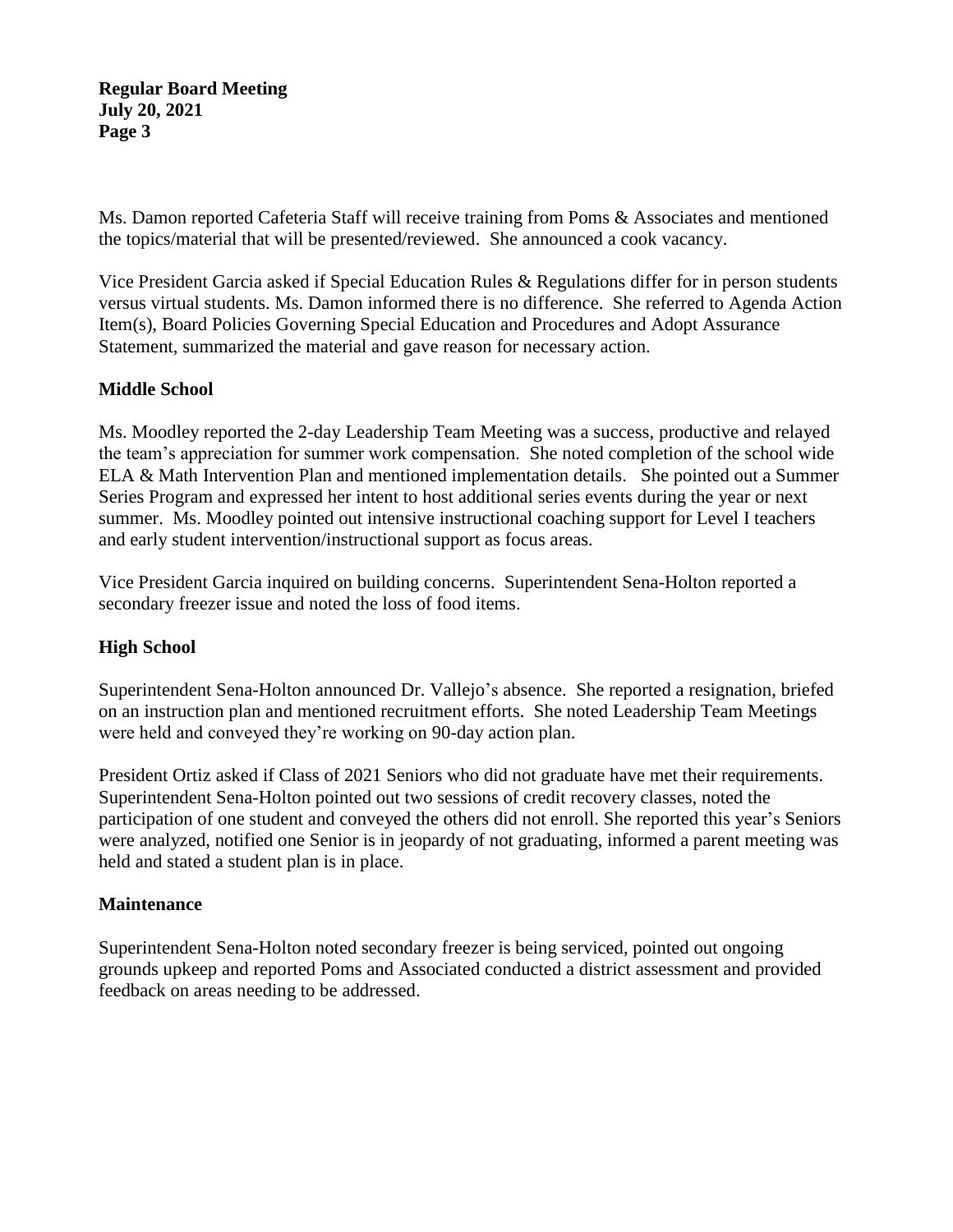Ms. Damon reported Cafeteria Staff will receive training from Poms & Associates and mentioned the topics/material that will be presented/reviewed. She announced a cook vacancy.

Vice President Garcia asked if Special Education Rules & Regulations differ for in person students versus virtual students. Ms. Damon informed there is no difference. She referred to Agenda Action Item(s), Board Policies Governing Special Education and Procedures and Adopt Assurance Statement, summarized the material and gave reason for necessary action.

**Middle School**

Ms. Moodley reported the 2-day Leadership Team Meeting was a success, productive and relayed the team's appreciation for summer work compensation. She noted completion of the school wide ELA & Math Intervention Plan and mentioned implementation details. She pointed out a Summer Series Program and expressed her intent to host additional series events during the year or next summer. Ms. Moodley pointed out intensive instructional coaching support for Level I teachers and early student intervention/instructional support as focus areas.

Vice President Garcia inquired on building concerns. Superintendent Sena-Holton reported a secondary freezer issue and noted the loss of food items.

**High School**

Superintendent Sena-Holton announced Dr. Vallejo's absence. She reported a resignation, briefed on an instruction plan and mentioned recruitment efforts. She noted Leadership Team Meetings were held and conveyed they're working on 90-day action plan.

President Ortiz asked if Class of 2021 Seniors who did not graduate have met their requirements. Superintendent Sena-Holton pointed out two sessions of credit recovery classes, noted the participation of one student and conveyed the others did not enroll. She reported this year's Seniors were analyzed, notified one Senior is in jeopardy of not graduating, informed a parent meeting was held and stated a student plan is in place.

**Maintenance**

Superintendent Sena-Holton noted secondary freezer is being serviced, pointed out ongoing grounds upkeep and reported Poms and Associated conducted a district assessment and provided feedback on areas needing to be addressed.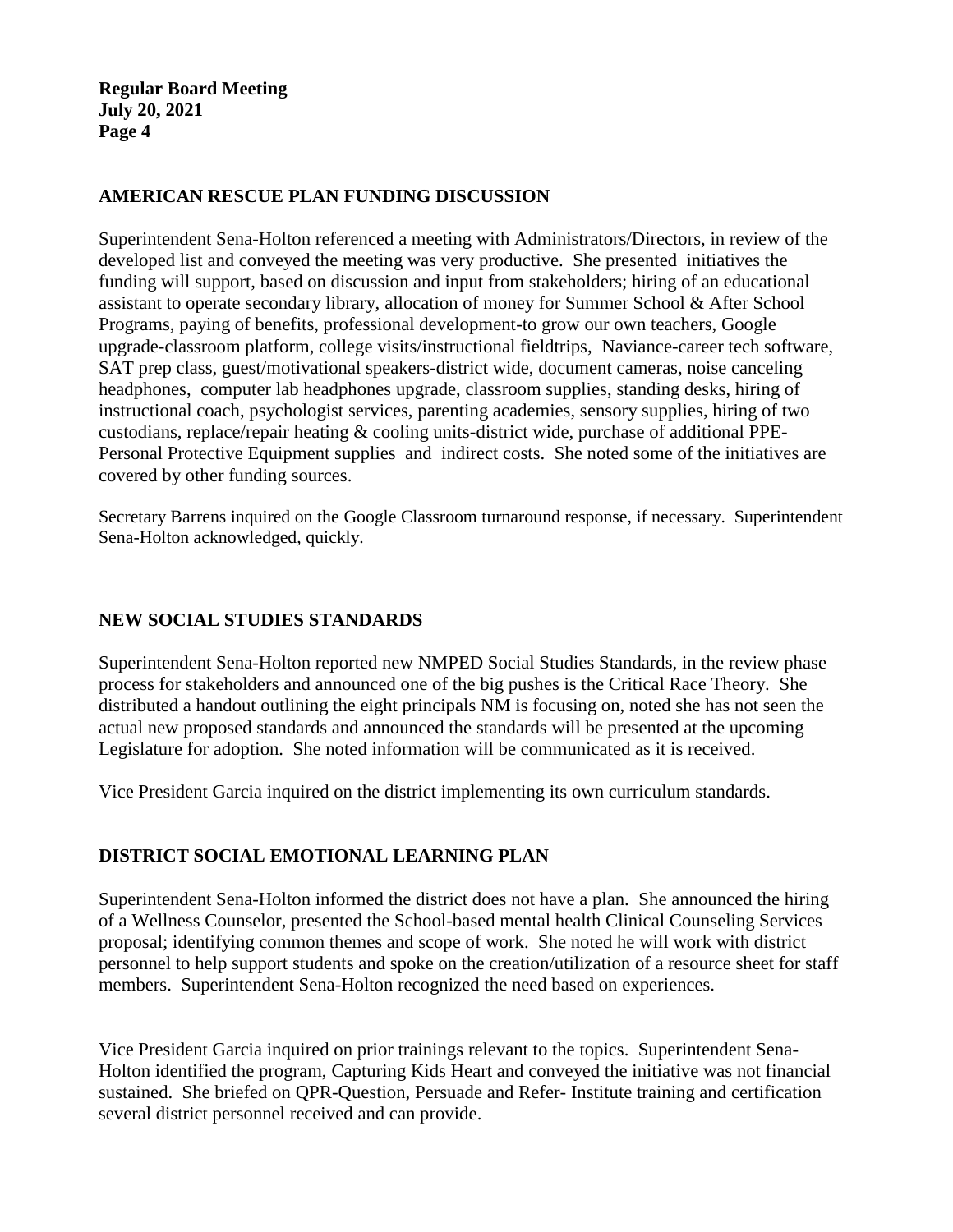## AMERICAN RESCUE PLAN FUNDING DISCUSSION

Superintendent Sena-Holton referenced a meeting with Administrators/Directors, in review of the developed list and conveyed the meeting was very productive. She presented initiatives the funding will support, based on discussion and input from stakeholders; hiring of an educational assistant to operate secondary library, allocation of money for Summer School & After School Programs, paying of benefits, professional development-to grow our own teachers, Google upgrade-classroom platform, college visits/instructional fieldtrips, Naviance-career tech software, SAT prep class, guest/motivational speakers-district wide, document cameras, noise canceling headphones, computer lab headphones upgrade, classroom supplies, standing desks, hiring of instructional coach, psychologist services, parenting academies, sensory supplies, hiring of two custodians, replace/repair heating & cooling units-district wide, purchase of additional PPE-Personal Protective Equipment supplies and indirect costs. She noted some of the initiatives are covered by other funding sources.

Secretary Barrens inquired on the Google Classroom turnaround response, if necessary. Superintendent Sena-Holton acknowledged, quickly.

## NEW SOCIAL STUDIES STANDARDS

Superintendent Sena-Holton reported new NMPED Social Studies Standards, in the review phase process for stakeholders and announced one of the big pushes is the Critical Race Theory. She distributed a handout outlining the eight principals NM is focusing on, noted she has not seen the actual new proposed standards and announced the standards will be presented at the upcoming Legislature for adoption. She noted information will be communicated as it is received.

Vice President Garcia inquired on the district implementing its own curriculum standards.

## DISTRICT SOCIAL EMOTIONAL LEARNING PLAN

Superintendent Sena-Holton informed the district does not have a plan. She announced the hiring of a Wellness Counselor, presented the School-based mental health Clinical Counseling Services proposal; identifying common themes and scope of work. She noted he will work with district personnel to help support students and spoke on the creation/utilization of a resource sheet for staff members. Superintendent Sena-Holton recognized the need based on experiences.

Vice President Garcia inquired on prior trainings relevant to the topics. Superintendent Sena-Holton identified the program, Capturing Kids Heart and conveyed the initiative was not financial sustained. She briefed on QPR-Question, Persuade and Refer- Institute training and certification several district personnel received and can provide.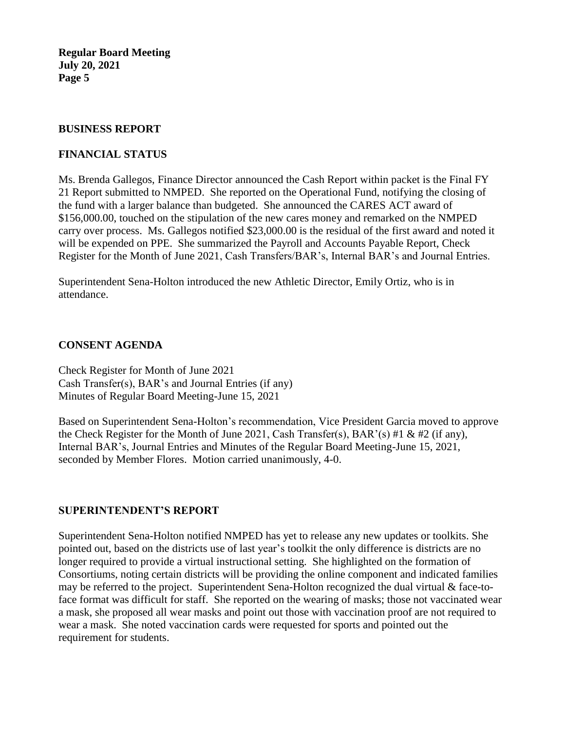## BUSINESS REPORT

## FINANCIAL STATUS

Ms. Brenda Gallegos, Finance Director announced the Cash Report within packet is the Final FY 21 Report submitted to NMPED. She reported on the Operational Fund, notifying the closing of the fund with a larger balance than budgeted. She announced the CARES ACT award of $156,000.00, touched on the stipulation of the new cares money and remarked on the NMPED carry over process. Ms. Gallegos notified $23,000.00 is the residual of the first award and noted it will be expended on PPE. She summarized the Payroll and Accounts Payable Report, Check Register for the Month of June 2021, Cash Transfers/BAR's, Internal BAR's and Journal Entries.

Superintendent Sena-Holton introduced the new Athletic Director, Emily Ortiz, who is in attendance.

## CONSENT AGENDA

Check Register for Month of June 2021
Cash Transfer(s), BAR's and Journal Entries (if any)
Minutes of Regular Board Meeting-June 15, 2021

Based on Superintendent Sena-Holton's recommendation, Vice President Garcia moved to approve the Check Register for the Month of June 2021, Cash Transfer(s), BAR'(s) #1 & #2 (if any), Internal BAR's, Journal Entries and Minutes of the Regular Board Meeting-June 15, 2021, seconded by Member Flores. Motion carried unanimously, 4-0.

## SUPERINTENDENT'S REPORT

Superintendent Sena-Holton notified NMPED has yet to release any new updates or toolkits. She pointed out, based on the districts use of last year's toolkit the only difference is districts are no longer required to provide a virtual instructional setting. She highlighted on the formation of Consortiums, noting certain districts will be providing the online component and indicated families may be referred to the project. Superintendent Sena-Holton recognized the dual virtual & face-to-face format was difficult for staff. She reported on the wearing of masks; those not vaccinated wear a mask, she proposed all wear masks and point out those with vaccination proof are not required to wear a mask. She noted vaccination cards were requested for sports and pointed out the requirement for students.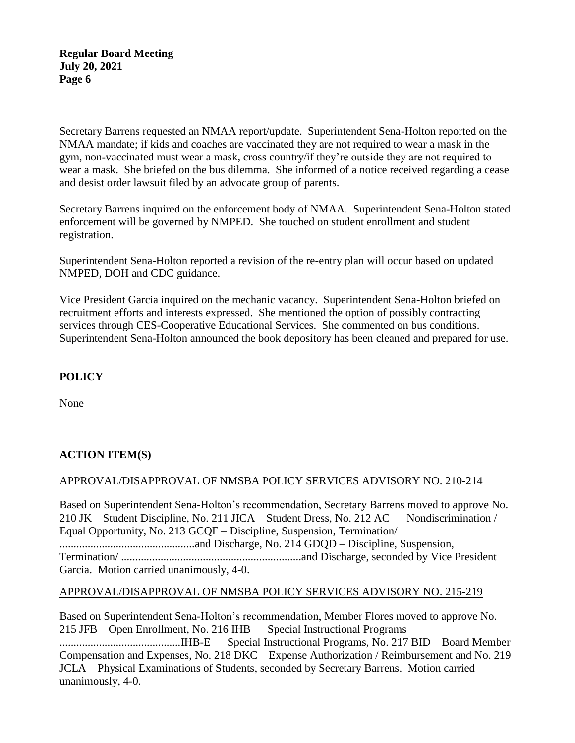Secretary Barrens requested an NMAA report/update. Superintendent Sena-Holton reported on the NMAA mandate; if kids and coaches are vaccinated they are not required to wear a mask in the gym, non-vaccinated must wear a mask, cross country/if they're outside they are not required to wear a mask. She briefed on the bus dilemma. She informed of a notice received regarding a cease and desist order lawsuit filed by an advocate group of parents.

Secretary Barrens inquired on the enforcement body of NMAA. Superintendent Sena-Holton stated enforcement will be governed by NMPED. She touched on student enrollment and student registration.

Superintendent Sena-Holton reported a revision of the re-entry plan will occur based on updated NMPED, DOH and CDC guidance.

Vice President Garcia inquired on the mechanic vacancy. Superintendent Sena-Holton briefed on recruitment efforts and interests expressed. She mentioned the option of possibly contracting services through CES-Cooperative Educational Services. She commented on bus conditions. Superintendent Sena-Holton announced the book depository has been cleaned and prepared for use.

## POLICY

None

## ACTION ITEM(S)

APPROVAL/DISAPPROVAL OF NMSBA POLICY SERVICES ADVISORY NO. 210-214

Based on Superintendent Sena-Holton's recommendation, Secretary Barrens moved to approve No. 210 JK – Student Discipline, No. 211 JICA – Student Dress, No. 212 AC — Nondiscrimination / Equal Opportunity, No. 213 GCQF – Discipline, Suspension, Termination/ ................................................and Discharge, No. 214 GDQD – Discipline, Suspension, Termination/ ................................................................and Discharge, seconded by Vice President Garcia. Motion carried unanimously, 4-0.

APPROVAL/DISAPPROVAL OF NMSBA POLICY SERVICES ADVISORY NO. 215-219

Based on Superintendent Sena-Holton's recommendation, Member Flores moved to approve No. 215 JFB – Open Enrollment, No. 216 IHB — Special Instructional Programs ...........................................IHB-E — Special Instructional Programs, No. 217 BID – Board Member Compensation and Expenses, No. 218 DKC – Expense Authorization / Reimbursement and No. 219 JCLA – Physical Examinations of Students, seconded by Secretary Barrens. Motion carried unanimously, 4-0.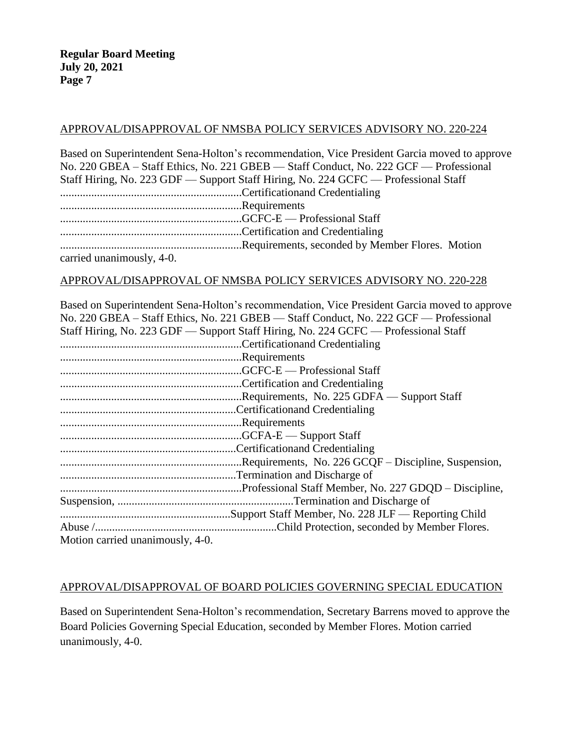## APPROVAL/DISAPPROVAL OF NMSBA POLICY SERVICES ADVISORY NO. 220-224

Based on Superintendent Sena-Holton's recommendation, Vice President Garcia moved to approve No. 220 GBEA – Staff Ethics, No. 221 GBEB — Staff Conduct, No. 222 GCF — Professional Staff Hiring, No. 223 GDF — Support Staff Hiring, No. 224 GCFC — Professional Staff ...............................................................Certificationand Credentialing ...............................................................Requirements ...............................................................GCFC-E — Professional Staff ...............................................................Certification and Credentialing ...............................................................Requirements, seconded by Member Flores. Motion carried unanimously, 4-0.

## APPROVAL/DISAPPROVAL OF NMSBA POLICY SERVICES ADVISORY NO. 220-228

Based on Superintendent Sena-Holton's recommendation, Vice President Garcia moved to approve No. 220 GBEA – Staff Ethics, No. 221 GBEB — Staff Conduct, No. 222 GCF — Professional Staff Hiring, No. 223 GDF — Support Staff Hiring, No. 224 GCFC — Professional Staff ...............................................................Certificationand Credentialing ...............................................................Requirements ...............................................................GCFC-E — Professional Staff ...............................................................Certification and Credentialing ...............................................................Requirements, No. 225 GDFA — Support Staff .............................................................Certificationand Credentialing ...............................................................Requirements ...............................................................GCFA-E — Support Staff .............................................................Certificationand Credentialing ...............................................................Requirements, No. 226 GCQF – Discipline, Suspension, .............................................................Termination and Discharge of ...............................................................Professional Staff Member, No. 227 GDQD – Discipline, Suspension, .............................................................Termination and Discharge of ...........................................................Support Staff Member, No. 228 JLF — Reporting Child Abuse /..............................................................Child Protection, seconded by Member Flores. Motion carried unanimously, 4-0.

## APPROVAL/DISAPPROVAL OF BOARD POLICIES GOVERNING SPECIAL EDUCATION

Based on Superintendent Sena-Holton's recommendation, Secretary Barrens moved to approve the Board Policies Governing Special Education, seconded by Member Flores. Motion carried unanimously, 4-0.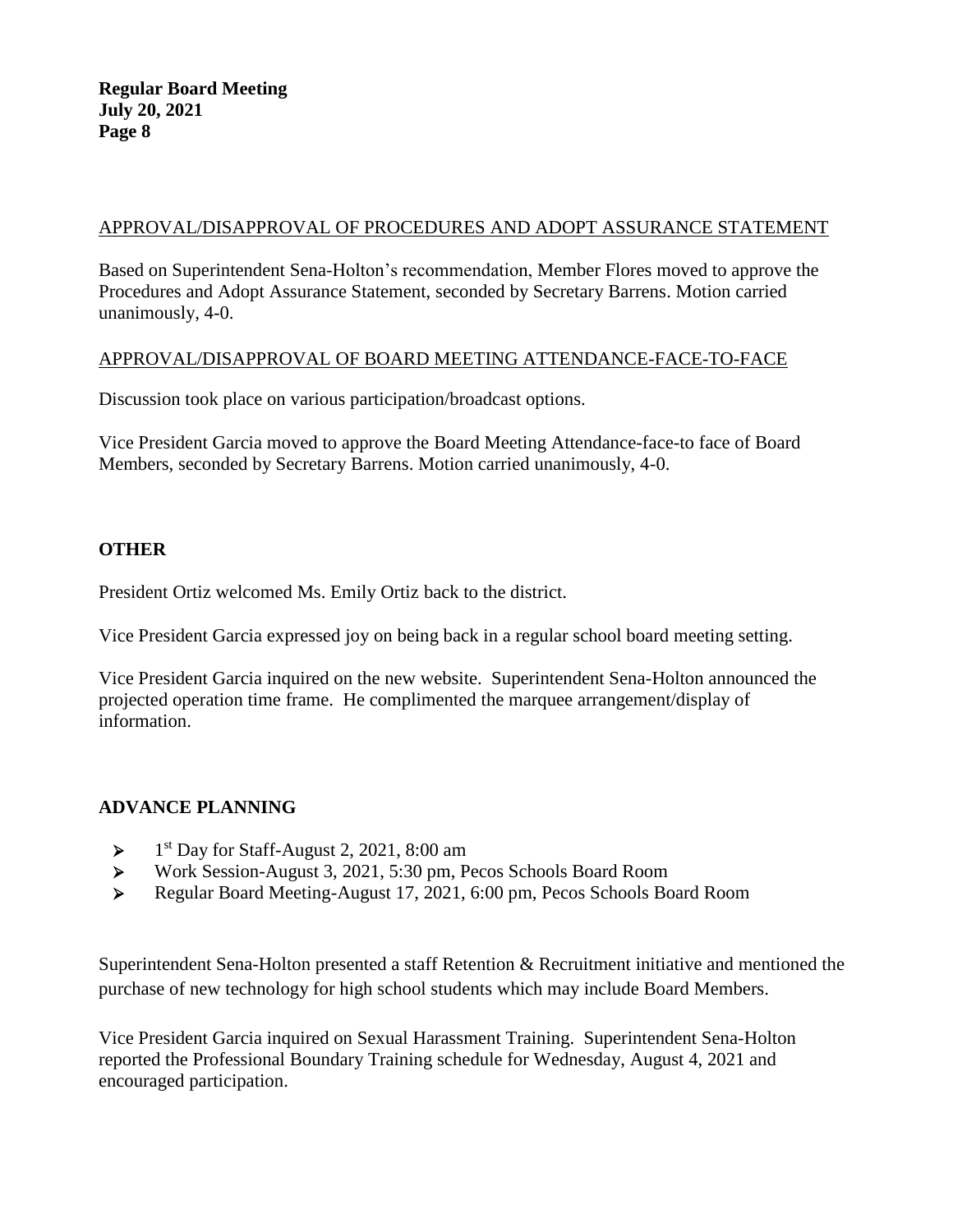APPROVAL/DISAPPROVAL OF PROCEDURES AND ADOPT ASSURANCE STATEMENT

Based on Superintendent Sena-Holton's recommendation, Member Flores moved to approve the Procedures and Adopt Assurance Statement, seconded by Secretary Barrens. Motion carried unanimously, 4-0.

APPROVAL/DISAPPROVAL OF BOARD MEETING ATTENDANCE-FACE-TO-FACE

Discussion took place on various participation/broadcast options.

Vice President Garcia moved to approve the Board Meeting Attendance-face-to face of Board Members, seconded by Secretary Barrens. Motion carried unanimously, 4-0.

## OTHER

President Ortiz welcomed Ms. Emily Ortiz back to the district.

Vice President Garcia expressed joy on being back in a regular school board meeting setting.

Vice President Garcia inquired on the new website. Superintendent Sena-Holton announced the projected operation time frame. He complimented the marquee arrangement/display of information.

## ADVANCE PLANNING

- 1st Day for Staff-August 2, 2021, 8:00 am
- Work Session-August 3, 2021, 5:30 pm, Pecos Schools Board Room
- Regular Board Meeting-August 17, 2021, 6:00 pm, Pecos Schools Board Room

Superintendent Sena-Holton presented a staff Retention & Recruitment initiative and mentioned the purchase of new technology for high school students which may include Board Members.

Vice President Garcia inquired on Sexual Harassment Training. Superintendent Sena-Holton reported the Professional Boundary Training schedule for Wednesday, August 4, 2021 and encouraged participation.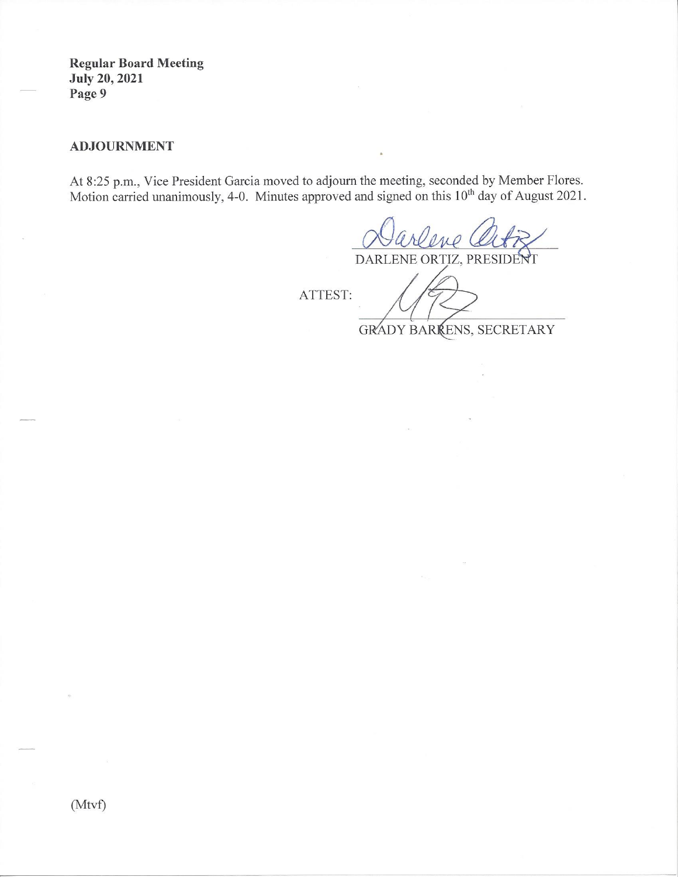## ADJOURNMENT

At 8:25 p.m., Vice President Garcia moved to adjourn the meeting, seconded by Member Flores. Motion carried unanimously, 4-0. Minutes approved and signed on this 10th day of August 2021.

DARLENE ORTIZ, PRESIDENT

ATTEST:

GRADY BARRENS, SECRETARY

(Mtvf)